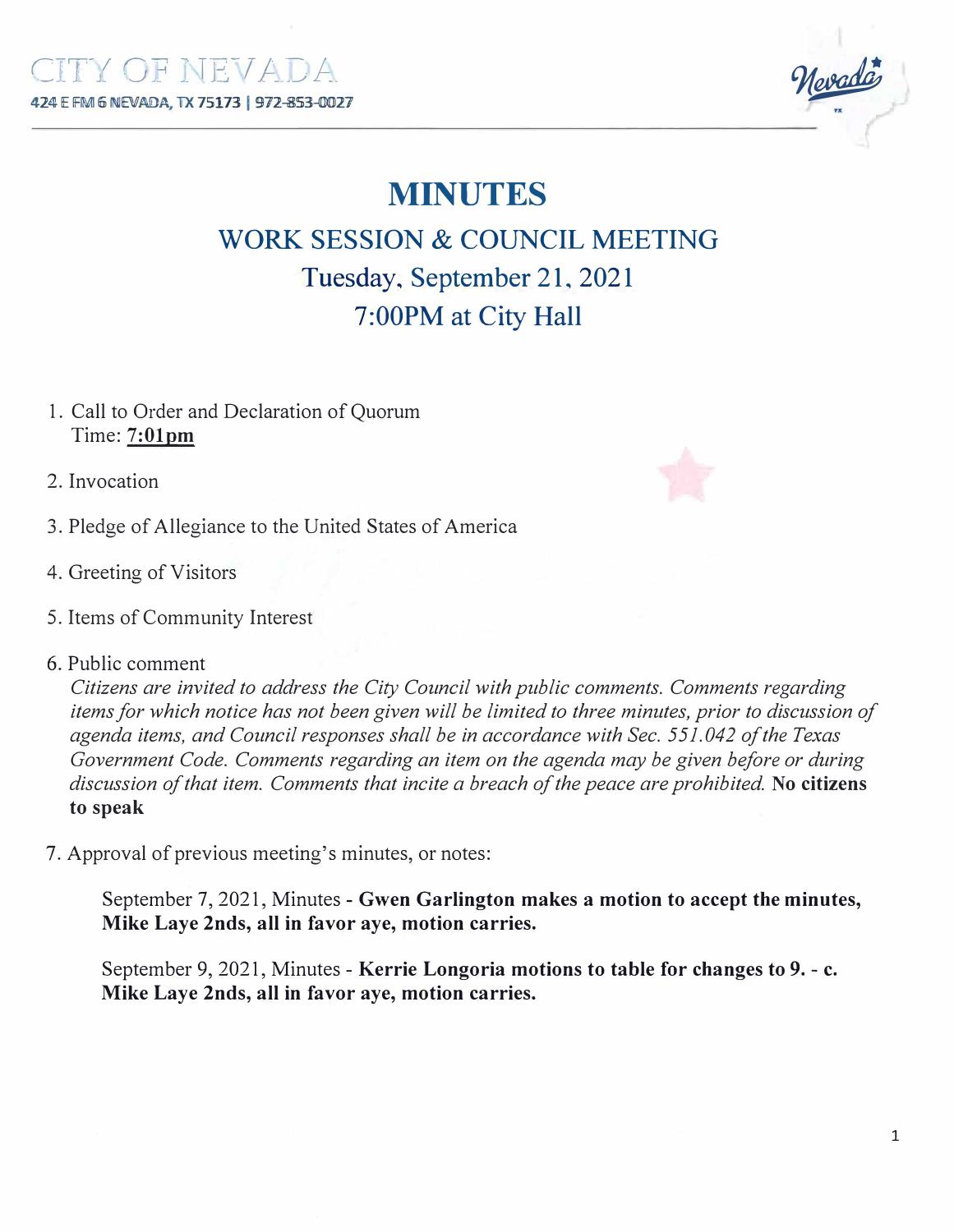CITY OF NEVADA

424 E FM 6 NEVADA, TX 75173 | 972-853-0027

# MINUTES

## WORK SESSION & COUNCIL MEETING

## Tuesday, September 21, 2021

## 7:00PM at City Hall

1. Call to Order and Declaration of Quorum
   Time: **7:01pm**

2. Invocation

3. Pledge of Allegiance to the United States of America

4. Greeting of Visitors

5. Items of Community Interest

6. Public comment
   *Citizens are invited to address the City Council with public comments. Comments regarding items for which notice has not been given will be limited to three minutes, prior to discussion of agenda items, and Council responses shall be in accordance with Sec. 551.042 of the Texas Government Code. Comments regarding an item on the agenda may be given before or during discussion of that item. Comments that incite a breach of the peace are prohibited.* **No citizens to speak**

7. Approval of previous meeting's minutes, or notes:

   September 7, 2021, Minutes - **Gwen Garlington makes a motion to accept the minutes, Mike Laye 2nds, all in favor aye, motion carries.**

   September 9, 2021, Minutes - **Kerrie Longoria motions to table for changes to 9. - c. Mike Laye 2nds, all in favor aye, motion carries.**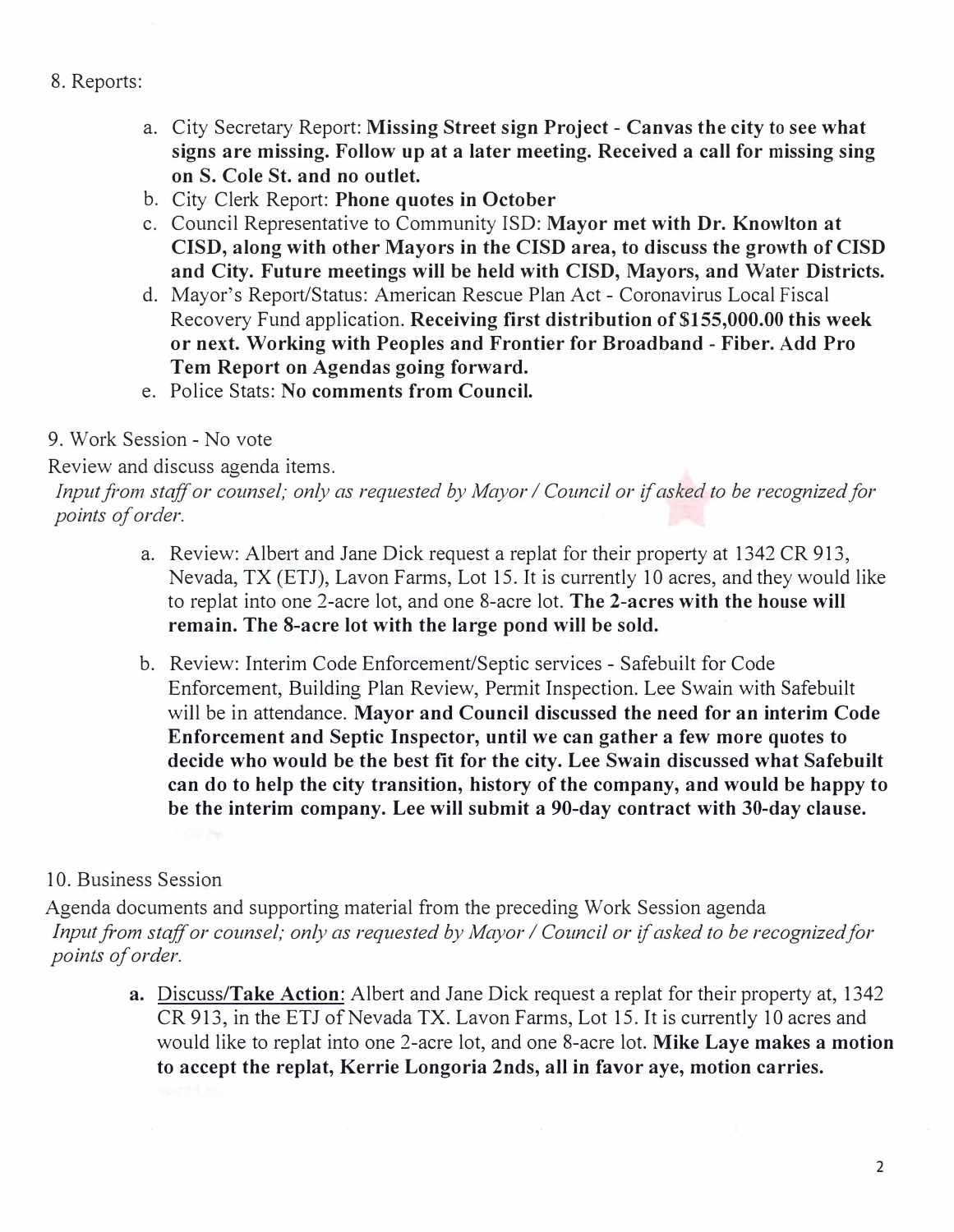8. Reports:

   a. City Secretary Report: **Missing Street sign Project - Canvas the city to see what signs are missing. Follow up at a later meeting. Received a call for missing sing on S. Cole St. and no outlet.**
   b. City Clerk Report: **Phone quotes in October**
   c. Council Representative to Community ISD: **Mayor met with Dr. Knowlton at CISD, along with other Mayors in the CISD area, to discuss the growth of CISD and City. Future meetings will be held with CISD, Mayors, and Water Districts.**
   d. Mayor's Report/Status: American Rescue Plan Act - Coronavirus Local Fiscal Recovery Fund application. **Receiving first distribution of $155,000.00 this week or next. Working with Peoples and Frontier for Broadband - Fiber. Add Pro Tem Report on Agendas going forward.**
   e. Police Stats: **No comments from Council.**

9. Work Session - No vote

Review and discuss agenda items.

*Input from staff or counsel; only as requested by Mayor / Council or if asked to be recognized for points of order.*

   a. Review: Albert and Jane Dick request a replat for their property at 1342 CR 913, Nevada, TX (ETJ), Lavon Farms, Lot 15. It is currently 10 acres, and they would like to replat into one 2-acre lot, and one 8-acre lot. **The 2-acres with the house will remain. The 8-acre lot with the large pond will be sold.**

   b. Review: Interim Code Enforcement/Septic services - Safebuilt for Code Enforcement, Building Plan Review, Permit Inspection. Lee Swain with Safebuilt will be in attendance. **Mayor and Council discussed the need for an interim Code Enforcement and Septic Inspector, until we can gather a few more quotes to decide who would be the best fit for the city. Lee Swain discussed what Safebuilt can do to help the city transition, history of the company, and would be happy to be the interim company. Lee will submit a 90-day contract with 30-day clause.**

10. Business Session

Agenda documents and supporting material from the preceding Work Session agenda

*Input from staff or counsel; only as requested by Mayor / Council or if asked to be recognized for points of order.*

   **a.** Discuss/**Take Action**: Albert and Jane Dick request a replat for their property at, 1342 CR 913, in the ETJ of Nevada TX. Lavon Farms, Lot 15. It is currently 10 acres and would like to replat into one 2-acre lot, and one 8-acre lot. **Mike Laye makes a motion to accept the replat, Kerrie Longoria 2nds, all in favor aye, motion carries.**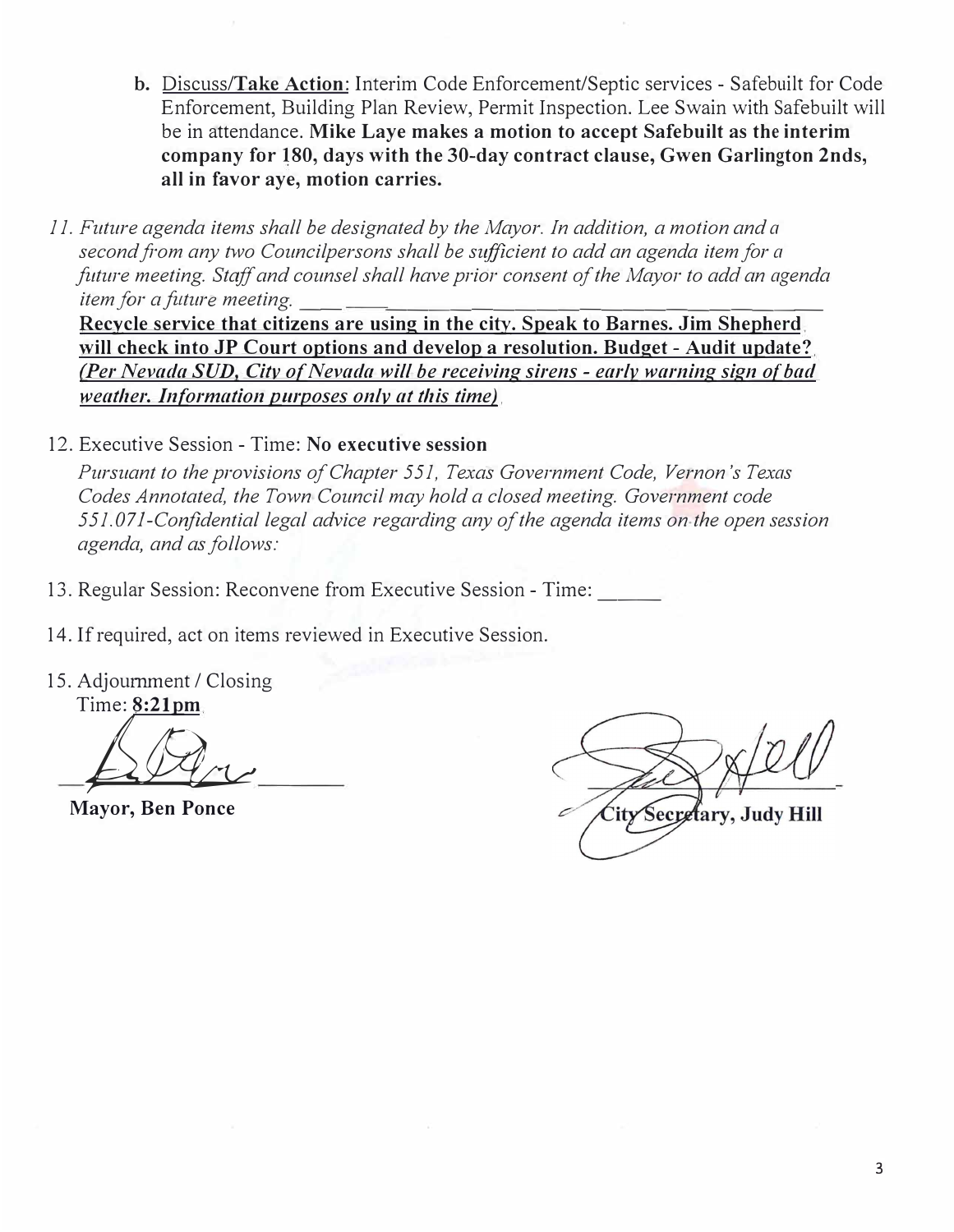b. <u>Discuss/**Take Action**</u>: Interim Code Enforcement/Septic services - Safebuilt for Code Enforcement, Building Plan Review, Permit Inspection. Lee Swain with Safebuilt will be in attendance. **Mike Laye makes a motion to accept Safebuilt as the interim company for 180, days with the 30-day contract clause, Gwen Garlington 2nds, all in favor aye, motion carries.**

11. *Future agenda items shall be designated by the Mayor. In addition, a motion and a second from any two Councilpersons shall be sufficient to add an agenda item for a future meeting. Staff and counsel shall have prior consent of the Mayor to add an agenda item for a future meeting.* ______________________

<u>**Recycle service that citizens are using in the city. Speak to Barnes. Jim Shepherd will check into JP Court options and develop a resolution. Budget - Audit update?**</u> <u>***(Per Nevada SUD, City of Nevada will be receiving sirens - early warning sign of bad weather. Information purposes only at this time)***</u>

12. Executive Session - Time: **No executive session**

    *Pursuant to the provisions of Chapter 551, Texas Government Code, Vernon's Texas Codes Annotated, the Town Council may hold a closed meeting. Government code 551.071-Confidential legal advice regarding any of the agenda items on the open session agenda, and as follows:*

13. Regular Session: Reconvene from Executive Session - Time: ______

14. If required, act on items reviewed in Executive Session.

15. Adjournment / Closing
    Time: <u>**8:21pm**</u>

**Mayor, Ben Ponce**

**City Secretary, Judy Hill**